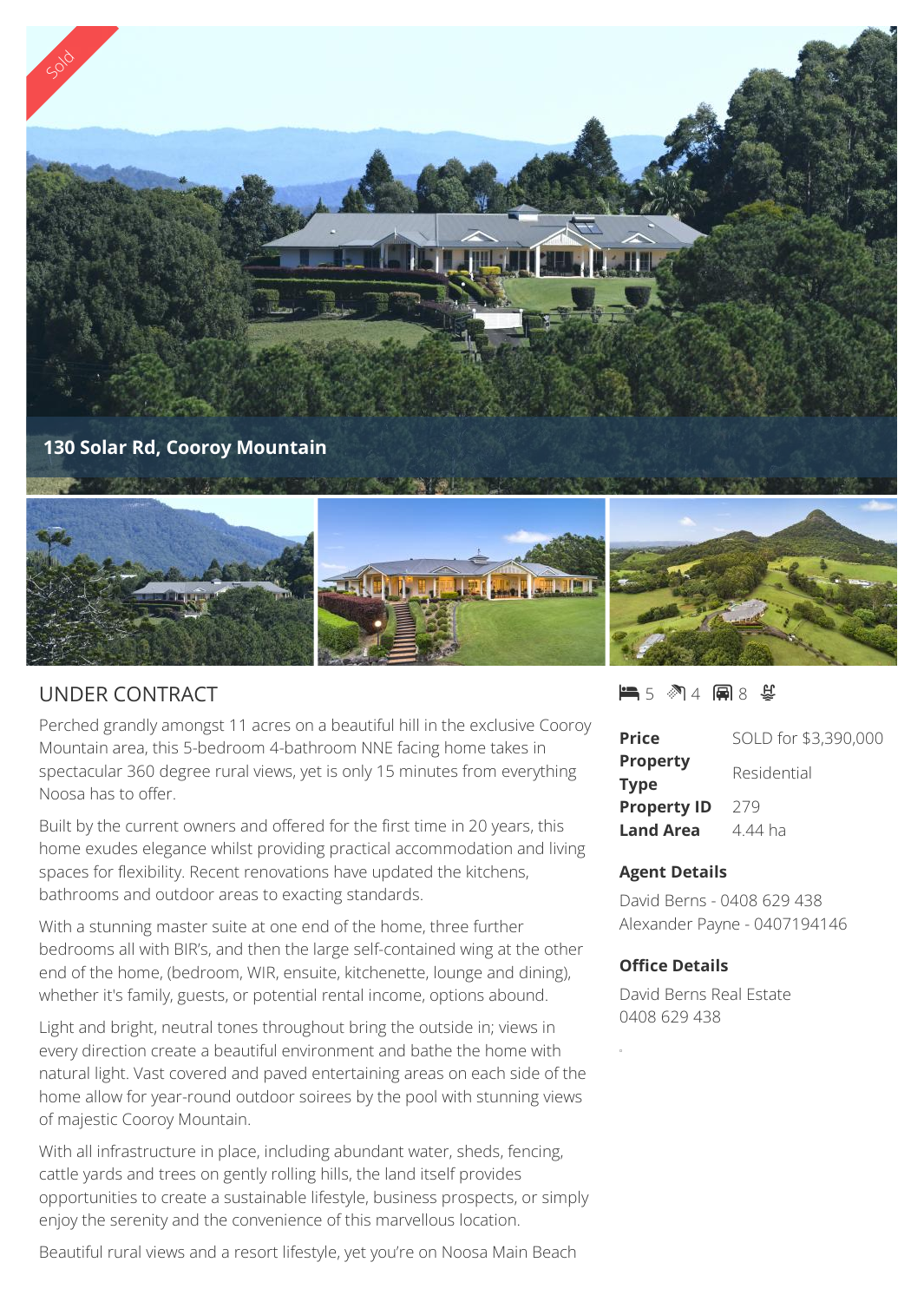# 130 Solar Rd, Cooroy Mountain

## UNDER CONTRACT

5 bedrooms · 4 bathrooms · 8 car spaces

Perched grandly amongst 11 acres on a beautiful hill in the exclusive Cooroy Mountain area, this 5-bedroom 4-bathroom NNE facing home takes in spectacular 360 degree rural views, yet is only 15 minutes from everything Noosa has to offer.

Built by the current owners and offered for the first time in 20 years, this home exudes elegance whilst providing practical accommodation and living spaces for flexibility. Recent renovations have updated the kitchens, bathrooms and outdoor areas to exacting standards.

With a stunning master suite at one end of the home, three further bedrooms all with BIR's, and then the large self-contained wing at the other end of the home, (bedroom, WIR, ensuite, kitchenette, lounge and dining), whether it's family, guests, or potential rental income, options abound.

Light and bright, neutral tones throughout bring the outside in; views in every direction create a beautiful environment and bathe the home with natural light. Vast covered and paved entertaining areas on each side of the home allow for year-round outdoor soirees by the pool with stunning views of majestic Cooroy Mountain.

With all infrastructure in place, including abundant water, sheds, fencing, cattle yards and trees on gently rolling hills, the land itself provides opportunities to create a sustainable lifestyle, business prospects, or simply enjoy the serenity and the convenience of this marvellous location.

Beautiful rural views and a resort lifestyle, yet you're on Noosa Main Beach

| | |
|---|---|
| **Price** | SOLD for $3,390,000 |
| **Property Type** | Residential |
| **Property ID** | 279 |
| **Land Area** | 4.44 ha |

### Agent Details

David Berns - 0408 629 438
Alexander Payne - 0407194146

### Office Details

David Berns Real Estate
0408 629 438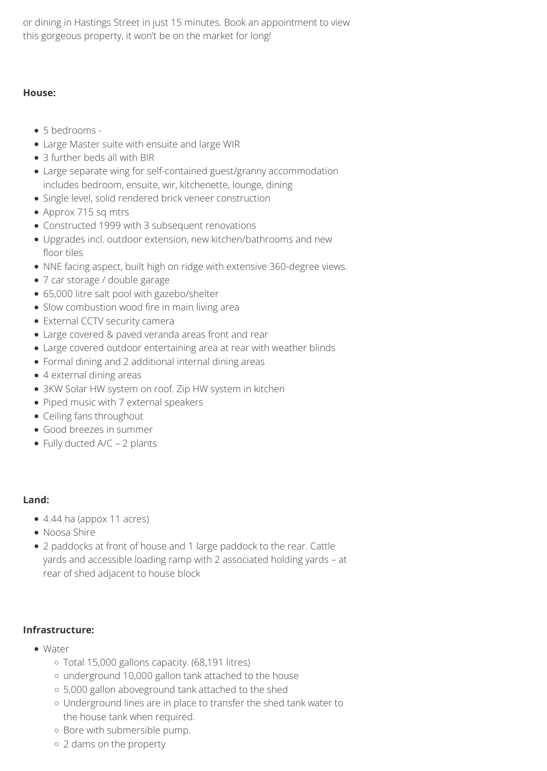or dining in Hastings Street in just 15 minutes. Book an appointment to view this gorgeous property, it won't be on the market for long!

**House:**

- 5 bedrooms -
- Large Master suite with ensuite and large WIR
- 3 further beds all with BIR
- Large separate wing for self-contained guest/granny accommodation includes bedroom, ensuite, wir, kitchenette, lounge, dining
- Single level, solid rendered brick veneer construction
- Approx 715 sq mtrs
- Constructed 1999 with 3 subsequent renovations
- Upgrades incl. outdoor extension, new kitchen/bathrooms and new floor tiles
- NNE facing aspect, built high on ridge with extensive 360-degree views.
- 7 car storage / double garage
- 65,000 litre salt pool with gazebo/shelter
- Slow combustion wood fire in main living area
- External CCTV security camera
- Large covered & paved veranda areas front and rear
- Large covered outdoor entertaining area at rear with weather blinds
- Formal dining and 2 additional internal dining areas
- 4 external dining areas
- 3KW Solar HW system on roof. Zip HW system in kitchen
- Piped music with 7 external speakers
- Ceiling fans throughout
- Good breezes in summer
- Fully ducted A/C – 2 plants

**Land:**

- 4.44 ha (appox 11 acres)
- Noosa Shire
- 2 paddocks at front of house and 1 large paddock to the rear. Cattle yards and accessible loading ramp with 2 associated holding yards – at rear of shed adjacent to house block

**Infrastructure:**

- Water
  - Total 15,000 gallons capacity. (68,191 litres)
  - underground 10,000 gallon tank attached to the house
  - 5,000 gallon aboveground tank attached to the shed
  - Underground lines are in place to transfer the shed tank water to the house tank when required.
  - Bore with submersible pump.
  - 2 dams on the property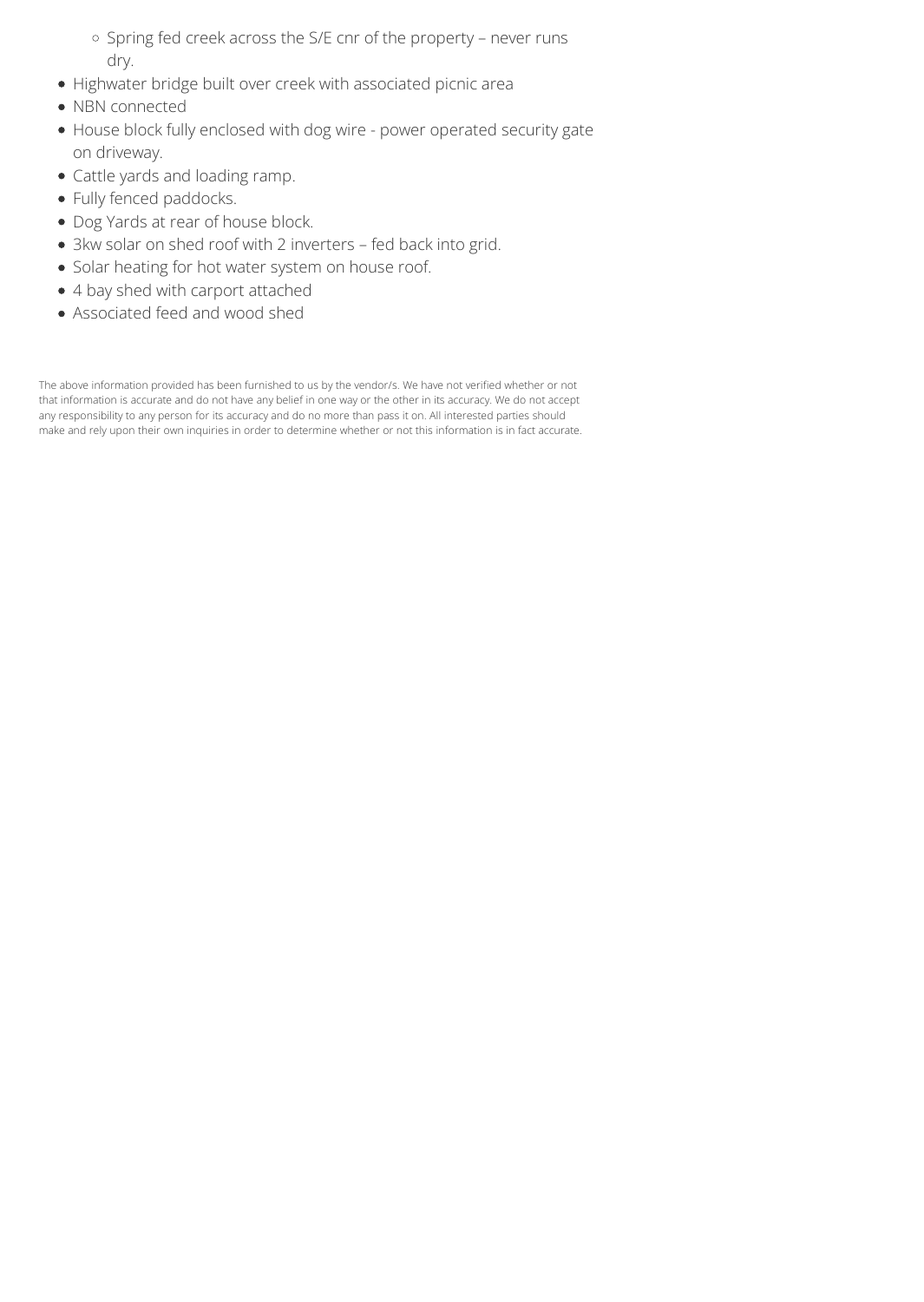- Spring fed creek across the S/E cnr of the property – never runs dry.
- Highwater bridge built over creek with associated picnic area
- NBN connected
- House block fully enclosed with dog wire - power operated security gate on driveway.
- Cattle yards and loading ramp.
- Fully fenced paddocks.
- Dog Yards at rear of house block.
- 3kw solar on shed roof with 2 inverters – fed back into grid.
- Solar heating for hot water system on house roof.
- 4 bay shed with carport attached
- Associated feed and wood shed

The above information provided has been furnished to us by the vendor/s. We have not verified whether or not that information is accurate and do not have any belief in one way or the other in its accuracy. We do not accept any responsibility to any person for its accuracy and do no more than pass it on. All interested parties should make and rely upon their own inquiries in order to determine whether or not this information is in fact accurate.